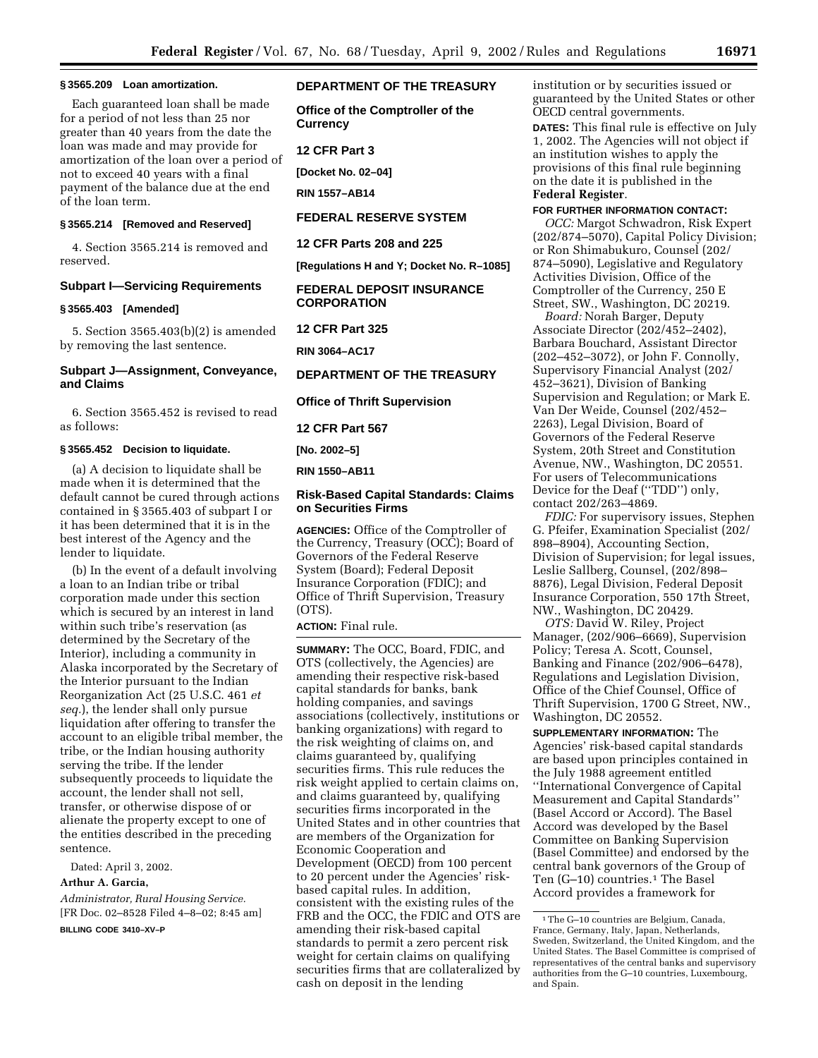### § 3565.209 Loan amortization.

Each guaranteed loan shall be made for a period of not less than 25 nor greater than 40 years from the date the loan was made and may provide for amortization of the loan over a period of not to exceed 40 years with a final payment of the balance due at the end of the loan term.

### § 3565.214 [Removed and Reserved]

4. Section 3565.214 is removed and reserved.

## Subpart I—Servicing Requirements

### § 3565.403 [Amended]

5. Section 3565.403(b)(2) is amended by removing the last sentence.

## Subpart J—Assignment, Conveyance, and Claims

6. Section 3565.452 is revised to read as follows:

### § 3565.452 Decision to liquidate.

(a) A decision to liquidate shall be made when it is determined that the default cannot be cured through actions contained in § 3565.403 of subpart I or it has been determined that it is in the best interest of the Agency and the lender to liquidate.

(b) In the event of a default involving a loan to an Indian tribe or tribal corporation made under this section which is secured by an interest in land within such tribe's reservation (as determined by the Secretary of the Interior), including a community in Alaska incorporated by the Secretary of the Interior pursuant to the Indian Reorganization Act (25 U.S.C. 461 *et seq.*), the lender shall only pursue liquidation after offering to transfer the account to an eligible tribal member, the tribe, or the Indian housing authority serving the tribe. If the lender subsequently proceeds to liquidate the account, the lender shall not sell, transfer, or otherwise dispose of or alienate the property except to one of the entities described in the preceding sentence.

Dated: April 3, 2002.

**Arthur A. Garcia,**

*Administrator, Rural Housing Service.*

[FR Doc. 02–8528 Filed 4–8–02; 8:45 am]

**BILLING CODE 3410–XV–P**

## DEPARTMENT OF THE TREASURY

### Office of the Comptroller of the Currency

### 12 CFR Part 3

**[Docket No. 02–04]**

**RIN 1557–AB14**

## FEDERAL RESERVE SYSTEM

### 12 CFR Parts 208 and 225

**[Regulations H and Y; Docket No. R–1085]**

## FEDERAL DEPOSIT INSURANCE CORPORATION

### 12 CFR Part 325

**RIN 3064–AC17**

## DEPARTMENT OF THE TREASURY

### Office of Thrift Supervision

### 12 CFR Part 567

**[No. 2002–5]**

**RIN 1550–AB11**

## Risk-Based Capital Standards: Claims on Securities Firms

**AGENCIES:** Office of the Comptroller of the Currency, Treasury (OCC); Board of Governors of the Federal Reserve System (Board); Federal Deposit Insurance Corporation (FDIC); and Office of Thrift Supervision, Treasury (OTS).

**ACTION:** Final rule.

**SUMMARY:** The OCC, Board, FDIC, and OTS (collectively, the Agencies) are amending their respective risk-based capital standards for banks, bank holding companies, and savings associations (collectively, institutions or banking organizations) with regard to the risk weighting of claims on, and claims guaranteed by, qualifying securities firms. This rule reduces the risk weight applied to certain claims on, and claims guaranteed by, qualifying securities firms incorporated in the United States and in other countries that are members of the Organization for Economic Cooperation and Development (OECD) from 100 percent to 20 percent under the Agencies' risk-based capital rules. In addition, consistent with the existing rules of the FRB and the OCC, the FDIC and OTS are amending their risk-based capital standards to permit a zero percent risk weight for certain claims on qualifying securities firms that are collateralized by cash on deposit in the lending institution or by securities issued or guaranteed by the United States or other OECD central governments.

**DATES:** This final rule is effective on July 1, 2002. The Agencies will not object if an institution wishes to apply the provisions of this final rule beginning on the date it is published in the **Federal Register**.

**FOR FURTHER INFORMATION CONTACT:**

*OCC:* Margot Schwadron, Risk Expert (202/874–5070), Capital Policy Division; or Ron Shimabukuro, Counsel (202/874–5090), Legislative and Regulatory Activities Division, Office of the Comptroller of the Currency, 250 E Street, SW., Washington, DC 20219.

*Board:* Norah Barger, Deputy Associate Director (202/452–2402), Barbara Bouchard, Assistant Director (202–452–3072), or John F. Connolly, Supervisory Financial Analyst (202/452–3621), Division of Banking Supervision and Regulation; or Mark E. Van Der Weide, Counsel (202/452–2263), Legal Division, Board of Governors of the Federal Reserve System, 20th Street and Constitution Avenue, NW., Washington, DC 20551. For users of Telecommunications Device for the Deaf (''TDD'') only, contact 202/263–4869.

*FDIC:* For supervisory issues, Stephen G. Pfeifer, Examination Specialist (202/898–8904), Accounting Section, Division of Supervision; for legal issues, Leslie Sallberg, Counsel, (202/898–8876), Legal Division, Federal Deposit Insurance Corporation, 550 17th Street, NW., Washington, DC 20429.

*OTS:* David W. Riley, Project Manager, (202/906–6669), Supervision Policy; Teresa A. Scott, Counsel, Banking and Finance (202/906–6478), Regulations and Legislation Division, Office of the Chief Counsel, Office of Thrift Supervision, 1700 G Street, NW., Washington, DC 20552.

**SUPPLEMENTARY INFORMATION:** The Agencies' risk-based capital standards are based upon principles contained in the July 1988 agreement entitled ''International Convergence of Capital Measurement and Capital Standards'' (Basel Accord or Accord). The Basel Accord was developed by the Basel Committee on Banking Supervision (Basel Committee) and endorsed by the central bank governors of the Group of Ten (G–10) countries.[1] The Basel Accord provides a framework for

[1] The G–10 countries are Belgium, Canada, France, Germany, Italy, Japan, Netherlands, Sweden, Switzerland, the United Kingdom, and the United States. The Basel Committee is comprised of representatives of the central banks and supervisory authorities from the G–10 countries, Luxembourg, and Spain.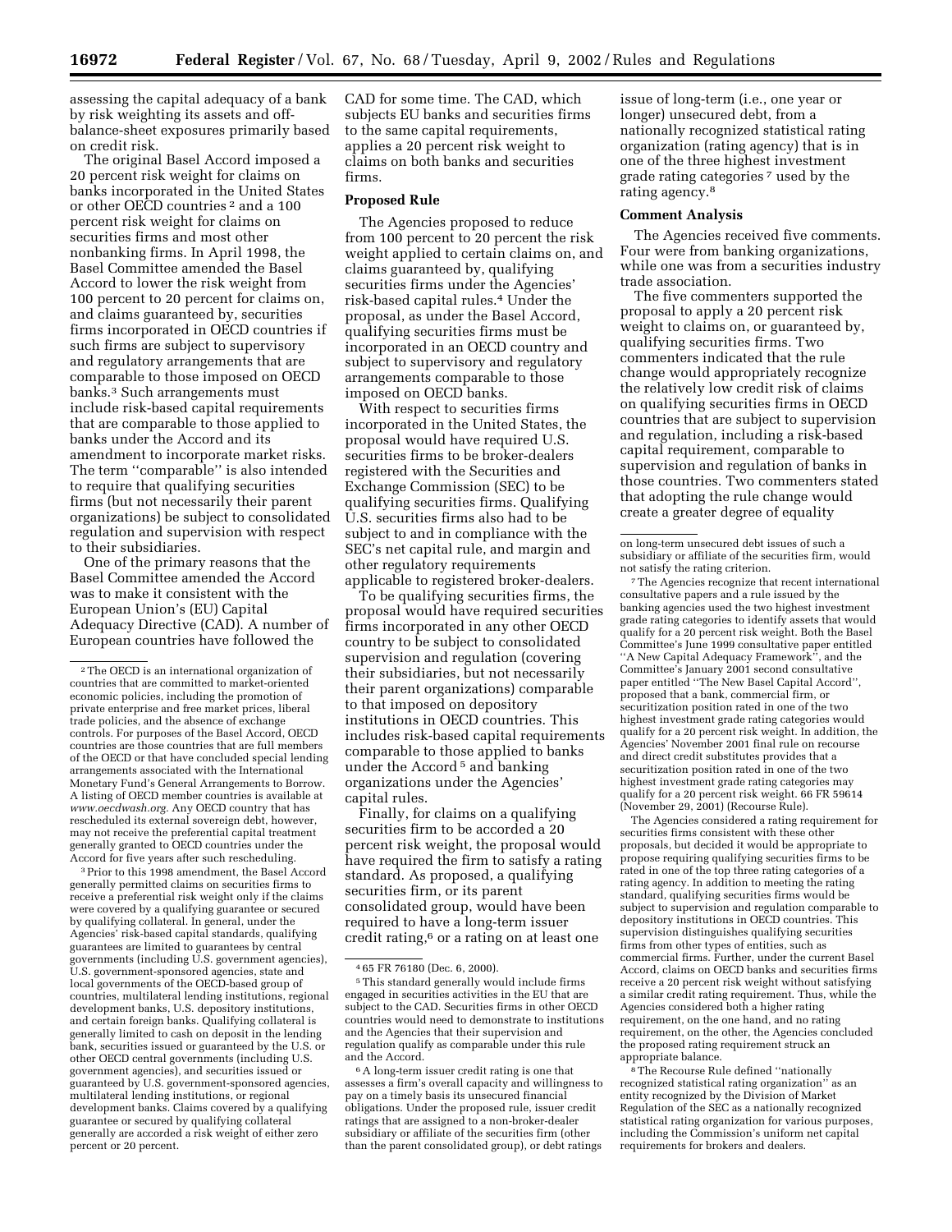assessing the capital adequacy of a bank by risk weighting its assets and off-balance-sheet exposures primarily based on credit risk.

The original Basel Accord imposed a 20 percent risk weight for claims on banks incorporated in the United States or other OECD countries [2] and a 100 percent risk weight for claims on securities firms and most other nonbanking firms. In April 1998, the Basel Committee amended the Basel Accord to lower the risk weight from 100 percent to 20 percent for claims on, and claims guaranteed by, securities firms incorporated in OECD countries if such firms are subject to supervisory and regulatory arrangements that are comparable to those imposed on OECD banks.[3] Such arrangements must include risk-based capital requirements that are comparable to those applied to banks under the Accord and its amendment to incorporate market risks. The term ''comparable'' is also intended to require that qualifying securities firms (but not necessarily their parent organizations) be subject to consolidated regulation and supervision with respect to their subsidiaries.

One of the primary reasons that the Basel Committee amended the Accord was to make it consistent with the European Union's (EU) Capital Adequacy Directive (CAD). A number of European countries have followed the CAD for some time. The CAD, which subjects EU banks and securities firms to the same capital requirements, applies a 20 percent risk weight to claims on both banks and securities firms.

## Proposed Rule

The Agencies proposed to reduce from 100 percent to 20 percent the risk weight applied to certain claims on, and claims guaranteed by, qualifying securities firms under the Agencies' risk-based capital rules.[4] Under the proposal, as under the Basel Accord, qualifying securities firms must be incorporated in an OECD country and subject to supervisory and regulatory arrangements comparable to those imposed on OECD banks.

With respect to securities firms incorporated in the United States, the proposal would have required U.S. securities firms to be broker-dealers registered with the Securities and Exchange Commission (SEC) to be qualifying securities firms. Qualifying U.S. securities firms also had to be subject to and in compliance with the SEC's net capital rule, and margin and other regulatory requirements applicable to registered broker-dealers.

To be qualifying securities firms, the proposal would have required securities firms incorporated in any other OECD country to be subject to consolidated supervision and regulation (covering their subsidiaries, but not necessarily their parent organizations) comparable to that imposed on depository institutions in OECD countries. This includes risk-based capital requirements comparable to those applied to banks under the Accord [5] and banking organizations under the Agencies' capital rules.

Finally, for claims on a qualifying securities firm to be accorded a 20 percent risk weight, the proposal would have required the firm to satisfy a rating standard. As proposed, a qualifying securities firm, or its parent consolidated group, would have been required to have a long-term issuer credit rating,[6] or a rating on at least one issue of long-term (i.e., one year or longer) unsecured debt, from a nationally recognized statistical rating organization (rating agency) that is in one of the three highest investment grade rating categories [7] used by the rating agency.[8]

## Comment Analysis

The Agencies received five comments. Four were from banking organizations, while one was from a securities industry trade association.

The five commenters supported the proposal to apply a 20 percent risk weight to claims on, or guaranteed by, qualifying securities firms. Two commenters indicated that the rule change would appropriately recognize the relatively low credit risk of claims on qualifying securities firms in OECD countries that are subject to supervision and regulation, including a risk-based capital requirement, comparable to supervision and regulation of banks in those countries. Two commenters stated that adopting the rule change would create a greater degree of equality

---

[2] The OECD is an international organization of countries that are committed to market-oriented economic policies, including the promotion of private enterprise and free market prices, liberal trade policies, and the absence of exchange controls. For purposes of the Basel Accord, OECD countries are those countries that are full members of the OECD or that have concluded special lending arrangements associated with the International Monetary Fund's General Arrangements to Borrow. A listing of OECD member countries is available at *www.oecdwash.org.* Any OECD country that has rescheduled its external sovereign debt, however, may not receive the preferential capital treatment generally granted to OECD countries under the Accord for five years after such rescheduling.

[3] Prior to this 1998 amendment, the Basel Accord generally permitted claims on securities firms to receive a preferential risk weight only if the claims were covered by a qualifying guarantee or secured by qualifying collateral. In general, under the Agencies' risk-based capital standards, qualifying guarantees are limited to guarantees by central governments (including U.S. government agencies), U.S. government-sponsored agencies, state and local governments of the OECD-based group of countries, multilateral lending institutions, regional development banks, U.S. depository institutions, and certain foreign banks. Qualifying collateral is generally limited to cash on deposit in the lending bank, securities issued or guaranteed by the U.S. or other OECD central governments (including U.S. government agencies), and securities issued or guaranteed by U.S. government-sponsored agencies, multilateral lending institutions, or regional development banks. Claims covered by a qualifying guarantee or secured by qualifying collateral generally are accorded a risk weight of either zero percent or 20 percent.

[4] 65 FR 76180 (Dec. 6, 2000).

[5] This standard generally would include firms engaged in securities activities in the EU that are subject to the CAD. Securities firms in other OECD countries would need to demonstrate to institutions and the Agencies that their supervision and regulation qualify as comparable under this rule and the Accord.

[6] A long-term issuer credit rating is one that assesses a firm's overall capacity and willingness to pay on a timely basis its unsecured financial obligations. Under the proposed rule, issuer credit ratings that are assigned to a non-broker-dealer subsidiary or affiliate of the securities firm (other than the parent consolidated group), or debt ratings on long-term unsecured debt issues of such a subsidiary or affiliate of the securities firm, would not satisfy the rating criterion.

[7] The Agencies recognize that recent international consultative papers and a rule issued by the banking agencies used the two highest investment grade rating categories to identify assets that would qualify for a 20 percent risk weight. Both the Basel Committee's June 1999 consultative paper entitled ''A New Capital Adequacy Framework'', and the Committee's January 2001 second consultative paper entitled ''The New Basel Capital Accord'', proposed that a bank, commercial firm, or securitization position rated in one of the two highest investment grade rating categories would qualify for a 20 percent risk weight. In addition, the Agencies' November 2001 final rule on recourse and direct credit substitutes provides that a securitization position rated in one of the two highest investment grade rating categories may qualify for a 20 percent risk weight. 66 FR 59614 (November 29, 2001) (Recourse Rule).

The Agencies considered a rating requirement for securities firms consistent with these other proposals, but decided it would be appropriate to propose requiring qualifying securities firms to be rated in one of the top three rating categories of a rating agency. In addition to meeting the rating standard, qualifying securities firms would be subject to supervision and regulation comparable to depository institutions in OECD countries. This supervision distinguishes qualifying securities firms from other types of entities, such as commercial firms. Further, under the current Basel Accord, claims on OECD banks and securities firms receive a 20 percent risk weight without satisfying a similar credit rating requirement. Thus, while the Agencies considered both a higher rating requirement, on the one hand, and no rating requirement, on the other, the Agencies concluded the proposed rating requirement struck an appropriate balance.

[8] The Recourse Rule defined ''nationally recognized statistical rating organization'' as an entity recognized by the Division of Market Regulation of the SEC as a nationally recognized statistical rating organization for various purposes, including the Commission's uniform net capital requirements for brokers and dealers.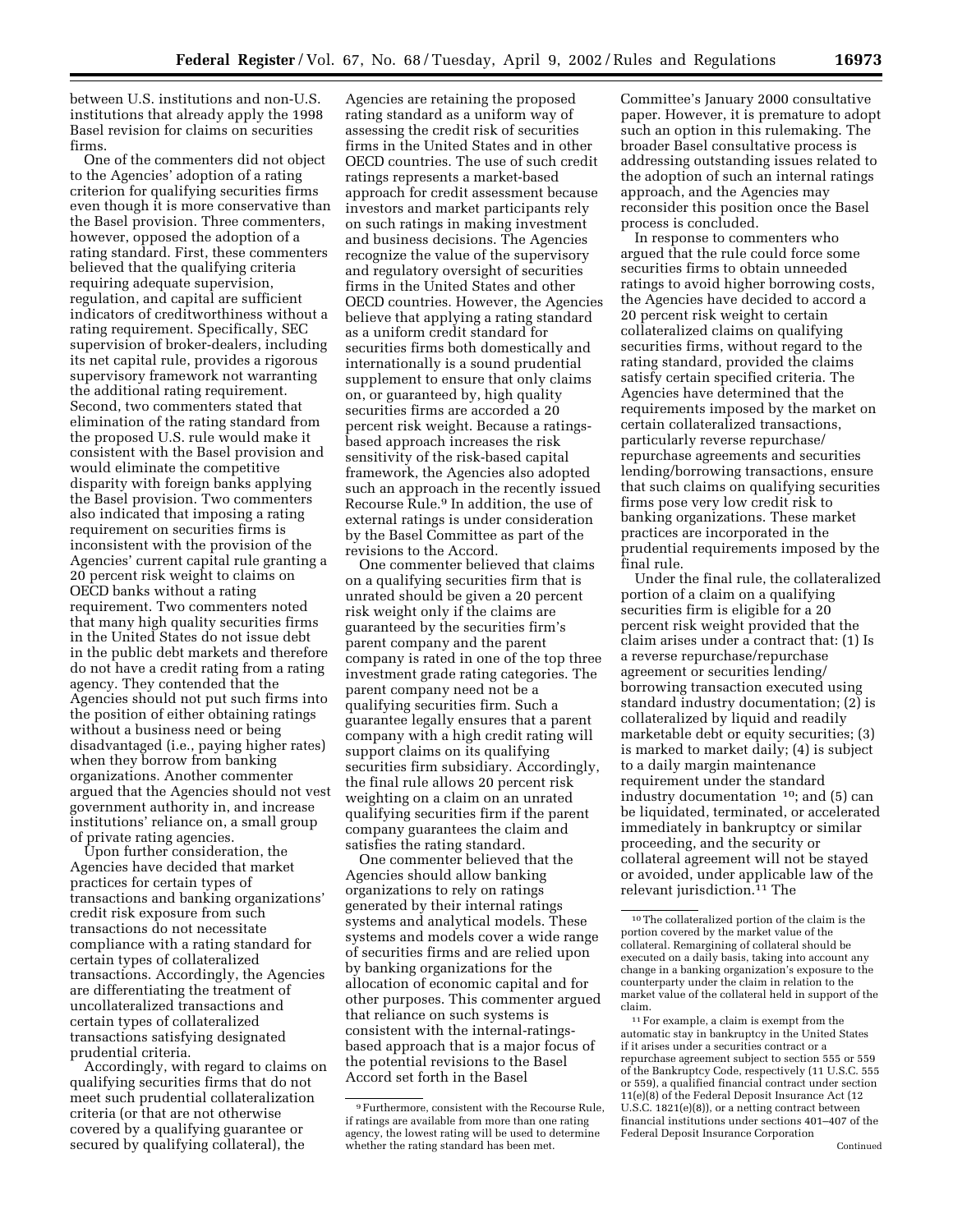between U.S. institutions and non-U.S. institutions that already apply the 1998 Basel revision for claims on securities firms.

One of the commenters did not object to the Agencies' adoption of a rating criterion for qualifying securities firms even though it is more conservative than the Basel provision. Three commenters, however, opposed the adoption of a rating standard. First, these commenters believed that the qualifying criteria requiring adequate supervision, regulation, and capital are sufficient indicators of creditworthiness without a rating requirement. Specifically, SEC supervision of broker-dealers, including its net capital rule, provides a rigorous supervisory framework not warranting the additional rating requirement. Second, two commenters stated that elimination of the rating standard from the proposed U.S. rule would make it consistent with the Basel provision and would eliminate the competitive disparity with foreign banks applying the Basel provision. Two commenters also indicated that imposing a rating requirement on securities firms is inconsistent with the provision of the Agencies' current capital rule granting a 20 percent risk weight to claims on OECD banks without a rating requirement. Two commenters noted that many high quality securities firms in the United States do not issue debt in the public debt markets and therefore do not have a credit rating from a rating agency. They contended that the Agencies should not put such firms into the position of either obtaining ratings without a business need or being disadvantaged (i.e., paying higher rates) when they borrow from banking organizations. Another commenter argued that the Agencies should not vest government authority in, and increase institutions' reliance on, a small group of private rating agencies.

Upon further consideration, the Agencies have decided that market practices for certain types of transactions and banking organizations' credit risk exposure from such transactions do not necessitate compliance with a rating standard for certain types of collateralized transactions. Accordingly, the Agencies are differentiating the treatment of uncollateralized transactions and certain types of collateralized transactions satisfying designated prudential criteria.

Accordingly, with regard to claims on qualifying securities firms that do not meet such prudential collateralization criteria (or that are not otherwise covered by a qualifying guarantee or secured by qualifying collateral), the Agencies are retaining the proposed rating standard as a uniform way of assessing the credit risk of securities firms in the United States and in other OECD countries. The use of such credit ratings represents a market-based approach for credit assessment because investors and market participants rely on such ratings in making investment and business decisions. The Agencies recognize the value of the supervisory and regulatory oversight of securities firms in the United States and other OECD countries. However, the Agencies believe that applying a rating standard as a uniform credit standard for securities firms both domestically and internationally is a sound prudential supplement to ensure that only claims on, or guaranteed by, high quality securities firms are accorded a 20 percent risk weight. Because a ratings-based approach increases the risk sensitivity of the risk-based capital framework, the Agencies also adopted such an approach in the recently issued Recourse Rule.[9] In addition, the use of external ratings is under consideration by the Basel Committee as part of the revisions to the Accord.

One commenter believed that claims on a qualifying securities firm that is unrated should be given a 20 percent risk weight only if the claims are guaranteed by the securities firm's parent company and the parent company is rated in one of the top three investment grade rating categories. The parent company need not be a qualifying securities firm. Such a guarantee legally ensures that a parent company with a high credit rating will support claims on its qualifying securities firm subsidiary. Accordingly, the final rule allows 20 percent risk weighting on a claim on an unrated qualifying securities firm if the parent company guarantees the claim and satisfies the rating standard.

One commenter believed that the Agencies should allow banking organizations to rely on ratings generated by their internal ratings systems and analytical models. These systems and models cover a wide range of securities firms and are relied upon by banking organizations for the allocation of economic capital and for other purposes. This commenter argued that reliance on such systems is consistent with the internal-ratings-based approach that is a major focus of the potential revisions to the Basel Accord set forth in the Basel Committee's January 2000 consultative paper. However, it is premature to adopt such an option in this rulemaking. The broader Basel consultative process is addressing outstanding issues related to the adoption of such an internal ratings approach, and the Agencies may reconsider this position once the Basel process is concluded.

In response to commenters who argued that the rule could force some securities firms to obtain unneeded ratings to avoid higher borrowing costs, the Agencies have decided to accord a 20 percent risk weight to certain collateralized claims on qualifying securities firms, without regard to the rating standard, provided the claims satisfy certain specified criteria. The Agencies have determined that the requirements imposed by the market on certain collateralized transactions, particularly reverse repurchase/repurchase agreements and securities lending/borrowing transactions, ensure that such claims on qualifying securities firms pose very low credit risk to banking organizations. These market practices are incorporated in the prudential requirements imposed by the final rule.

Under the final rule, the collateralized portion of a claim on a qualifying securities firm is eligible for a 20 percent risk weight provided that the claim arises under a contract that: (1) Is a reverse repurchase/repurchase agreement or securities lending/borrowing transaction executed using standard industry documentation; (2) is collateralized by liquid and readily marketable debt or equity securities; (3) is marked to market daily; (4) is subject to a daily margin maintenance requirement under the standard industry documentation [10]; and (5) can be liquidated, terminated, or accelerated immediately in bankruptcy or similar proceeding, and the security or collateral agreement will not be stayed or avoided, under applicable law of the relevant jurisdiction.[11] The

---

[9] Furthermore, consistent with the Recourse Rule, if ratings are available from more than one rating agency, the lowest rating will be used to determine whether the rating standard has been met.

[10] The collateralized portion of the claim is the portion covered by the market value of the collateral. Remargining of collateral should be executed on a daily basis, taking into account any change in a banking organization's exposure to the counterparty under the claim in relation to the market value of the collateral held in support of the claim.

[11] For example, a claim is exempt from the automatic stay in bankruptcy in the United States if it arises under a securities contract or a repurchase agreement subject to section 555 or 559 of the Bankruptcy Code, respectively (11 U.S.C. 555 or 559), a qualified financial contract under section 11(e)(8) of the Federal Deposit Insurance Act (12 U.S.C. 1821(e)(8)), or a netting contract between financial institutions under sections 401–407 of the Federal Deposit Insurance Corporation

Continued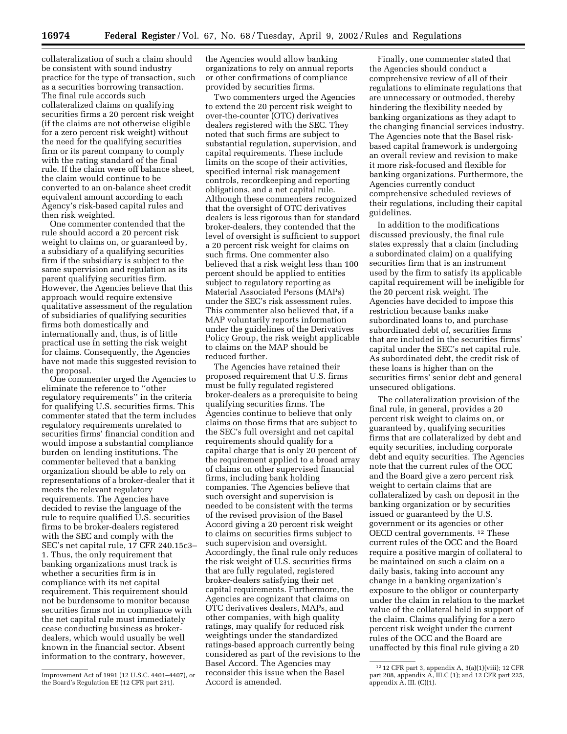collateralization of such a claim should be consistent with sound industry practice for the type of transaction, such as a securities borrowing transaction. The final rule accords such collateralized claims on qualifying securities firms a 20 percent risk weight (if the claims are not otherwise eligible for a zero percent risk weight) without the need for the qualifying securities firm or its parent company to comply with the rating standard of the final rule. If the claim were off balance sheet, the claim would continue to be converted to an on-balance sheet credit equivalent amount according to each Agency's risk-based capital rules and then risk weighted.

One commenter contended that the rule should accord a 20 percent risk weight to claims on, or guaranteed by, a subsidiary of a qualifying securities firm if the subsidiary is subject to the same supervision and regulation as its parent qualifying securities firm. However, the Agencies believe that this approach would require extensive qualitative assessment of the regulation of subsidiaries of qualifying securities firms both domestically and internationally and, thus, is of little practical use in setting the risk weight for claims. Consequently, the Agencies have not made this suggested revision to the proposal.

One commenter urged the Agencies to eliminate the reference to "other regulatory requirements" in the criteria for qualifying U.S. securities firms. This commenter stated that the term includes regulatory requirements unrelated to securities firms' financial condition and would impose a substantial compliance burden on lending institutions. The commenter believed that a banking organization should be able to rely on representations of a broker-dealer that it meets the relevant regulatory requirements. The Agencies have decided to revise the language of the rule to require qualified U.S. securities firms to be broker-dealers registered with the SEC and comply with the SEC's net capital rule, 17 CFR 240.15c3–1. Thus, the only requirement that banking organizations must track is whether a securities firm is in compliance with its net capital requirement. This requirement should not be burdensome to monitor because securities firms not in compliance with the net capital rule must immediately cease conducting business as broker-dealers, which would usually be well known in the financial sector. Absent information to the contrary, however, the Agencies would allow banking organizations to rely on annual reports or other confirmations of compliance provided by securities firms.

Two commenters urged the Agencies to extend the 20 percent risk weight to over-the-counter (OTC) derivatives dealers registered with the SEC. They noted that such firms are subject to substantial regulation, supervision, and capital requirements. These include limits on the scope of their activities, specified internal risk management controls, recordkeeping and reporting obligations, and a net capital rule. Although these commenters recognized that the oversight of OTC derivatives dealers is less rigorous than for standard broker-dealers, they contended that the level of oversight is sufficient to support a 20 percent risk weight for claims on such firms. One commenter also believed that a risk weight less than 100 percent should be applied to entities subject to regulatory reporting as Material Associated Persons (MAPs) under the SEC's risk assessment rules. This commenter also believed that, if a MAP voluntarily reports information under the guidelines of the Derivatives Policy Group, the risk weight applicable to claims on the MAP should be reduced further.

The Agencies have retained their proposed requirement that U.S. firms must be fully regulated registered broker-dealers as a prerequisite to being qualifying securities firms. The Agencies continue to believe that only claims on those firms that are subject to the SEC's full oversight and net capital requirements should qualify for a capital charge that is only 20 percent of the requirement applied to a broad array of claims on other supervised financial firms, including bank holding companies. The Agencies believe that such oversight and supervision is needed to be consistent with the terms of the revised provision of the Basel Accord giving a 20 percent risk weight to claims on securities firms subject to such supervision and oversight. Accordingly, the final rule only reduces the risk weight of U.S. securities firms that are fully regulated, registered broker-dealers satisfying their net capital requirements. Furthermore, the Agencies are cognizant that claims on OTC derivatives dealers, MAPs, and other companies, with high quality ratings, may qualify for reduced risk weightings under the standardized ratings-based approach currently being considered as part of the revisions to the Basel Accord. The Agencies may reconsider this issue when the Basel Accord is amended.

Finally, one commenter stated that the Agencies should conduct a comprehensive review of all of their regulations to eliminate regulations that are unnecessary or outmoded, thereby hindering the flexibility needed by banking organizations as they adapt to the changing financial services industry. The Agencies note that the Basel risk-based capital framework is undergoing an overall review and revision to make it more risk-focused and flexible for banking organizations. Furthermore, the Agencies currently conduct comprehensive scheduled reviews of their regulations, including their capital guidelines.

In addition to the modifications discussed previously, the final rule states expressly that a claim (including a subordinated claim) on a qualifying securities firm that is an instrument used by the firm to satisfy its applicable capital requirement will be ineligible for the 20 percent risk weight. The Agencies have decided to impose this restriction because banks make subordinated loans to, and purchase subordinated debt of, securities firms that are included in the securities firms' capital under the SEC's net capital rule. As subordinated debt, the credit risk of these loans is higher than on the securities firms' senior debt and general unsecured obligations.

The collateralization provision of the final rule, in general, provides a 20 percent risk weight to claims on, or guaranteed by, qualifying securities firms that are collateralized by debt and equity securities, including corporate debt and equity securities. The Agencies note that the current rules of the OCC and the Board give a zero percent risk weight to certain claims that are collateralized by cash on deposit in the banking organization or by securities issued or guaranteed by the U.S. government or its agencies or other OECD central governments. [12] These current rules of the OCC and the Board require a positive margin of collateral to be maintained on such a claim on a daily basis, taking into account any change in a banking organization's exposure to the obligor or counterparty under the claim in relation to the market value of the collateral held in support of the claim. Claims qualifying for a zero percent risk weight under the current rules of the OCC and the Board are unaffected by this final rule giving a 20

---

Improvement Act of 1991 (12 U.S.C. 4401–4407), or the Board's Regulation EE (12 CFR part 231).

[12] 12 CFR part 3, appendix A, 3(a)(1)(viii); 12 CFR part 208, appendix A, III.C (1); and 12 CFR part 225, appendix A, III. (C)(1).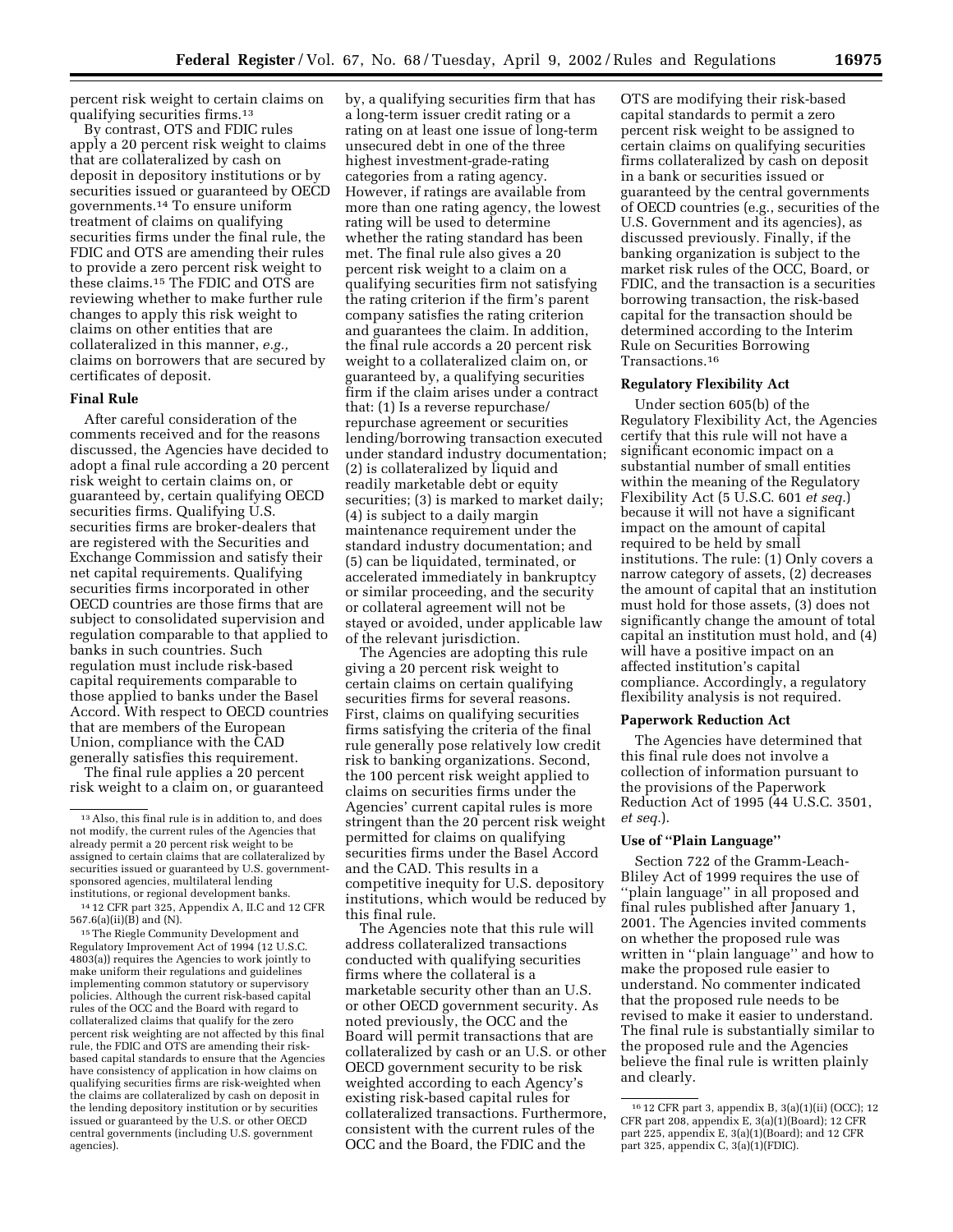percent risk weight to certain claims on qualifying securities firms.[13]

By contrast, OTS and FDIC rules apply a 20 percent risk weight to claims that are collateralized by cash on deposit in depository institutions or by securities issued or guaranteed by OECD governments.[14] To ensure uniform treatment of claims on qualifying securities firms under the final rule, the FDIC and OTS are amending their rules to provide a zero percent risk weight to these claims.[15] The FDIC and OTS are reviewing whether to make further rule changes to apply this risk weight to claims on other entities that are collateralized in this manner, *e.g.,* claims on borrowers that are secured by certificates of deposit.

### Final Rule

After careful consideration of the comments received and for the reasons discussed, the Agencies have decided to adopt a final rule according a 20 percent risk weight to certain claims on, or guaranteed by, certain qualifying OECD securities firms. Qualifying U.S. securities firms are broker-dealers that are registered with the Securities and Exchange Commission and satisfy their net capital requirements. Qualifying securities firms incorporated in other OECD countries are those firms that are subject to consolidated supervision and regulation comparable to that applied to banks in such countries. Such regulation must include risk-based capital requirements comparable to those applied to banks under the Basel Accord. With respect to OECD countries that are members of the European Union, compliance with the CAD generally satisfies this requirement.

The final rule applies a 20 percent risk weight to a claim on, or guaranteed by, a qualifying securities firm that has a long-term issuer credit rating or a rating on at least one issue of long-term unsecured debt in one of the three highest investment-grade-rating categories from a rating agency. However, if ratings are available from more than one rating agency, the lowest rating will be used to determine whether the rating standard has been met. The final rule also gives a 20 percent risk weight to a claim on a qualifying securities firm not satisfying the rating criterion if the firm's parent company satisfies the rating criterion and guarantees the claim. In addition, the final rule accords a 20 percent risk weight to a collateralized claim on, or guaranteed by, a qualifying securities firm if the claim arises under a contract that: (1) Is a reverse repurchase/repurchase agreement or securities lending/borrowing transaction executed under standard industry documentation; (2) is collateralized by liquid and readily marketable debt or equity securities; (3) is marked to market daily; (4) is subject to a daily margin maintenance requirement under the standard industry documentation; and (5) can be liquidated, terminated, or accelerated immediately in bankruptcy or similar proceeding, and the security or collateral agreement will not be stayed or avoided, under applicable law of the relevant jurisdiction.

The Agencies are adopting this rule giving a 20 percent risk weight to certain claims on certain qualifying securities firms for several reasons. First, claims on qualifying securities firms satisfying the criteria of the final rule generally pose relatively low credit risk to banking organizations. Second, the 100 percent risk weight applied to claims on securities firms under the Agencies' current capital rules is more stringent than the 20 percent risk weight permitted for claims on qualifying securities firms under the Basel Accord and the CAD. This results in a competitive inequity for U.S. depository institutions, which would be reduced by this final rule.

The Agencies note that this rule will address collateralized transactions conducted with qualifying securities firms where the collateral is a marketable security other than an U.S. or other OECD government security. As noted previously, the OCC and the Board will permit transactions that are collateralized by cash or an U.S. or other OECD government security to be risk weighted according to each Agency's existing risk-based capital rules for collateralized transactions. Furthermore, consistent with the current rules of the OCC and the Board, the FDIC and the OTS are modifying their risk-based capital standards to permit a zero percent risk weight to be assigned to certain claims on qualifying securities firms collateralized by cash on deposit in a bank or securities issued or guaranteed by the central governments of OECD countries (e.g., securities of the U.S. Government and its agencies), as discussed previously. Finally, if the banking organization is subject to the market risk rules of the OCC, Board, or FDIC, and the transaction is a securities borrowing transaction, the risk-based capital for the transaction should be determined according to the Interim Rule on Securities Borrowing Transactions.[16]

### Regulatory Flexibility Act

Under section 605(b) of the Regulatory Flexibility Act, the Agencies certify that this rule will not have a significant economic impact on a substantial number of small entities within the meaning of the Regulatory Flexibility Act (5 U.S.C. 601 *et seq.*) because it will not have a significant impact on the amount of capital required to be held by small institutions. The rule: (1) Only covers a narrow category of assets, (2) decreases the amount of capital that an institution must hold for those assets, (3) does not significantly change the amount of total capital an institution must hold, and (4) will have a positive impact on an affected institution's capital compliance. Accordingly, a regulatory flexibility analysis is not required.

### Paperwork Reduction Act

The Agencies have determined that this final rule does not involve a collection of information pursuant to the provisions of the Paperwork Reduction Act of 1995 (44 U.S.C. 3501, *et seq.*).

### Use of "Plain Language"

Section 722 of the Gramm-Leach-Bliley Act of 1999 requires the use of "plain language" in all proposed and final rules published after January 1, 2001. The Agencies invited comments on whether the proposed rule was written in "plain language" and how to make the proposed rule easier to understand. No commenter indicated that the proposed rule needs to be revised to make it easier to understand. The final rule is substantially similar to the proposed rule and the Agencies believe the final rule is written plainly and clearly.

---

[13] Also, this final rule is in addition to, and does not modify, the current rules of the Agencies that already permit a 20 percent risk weight to be assigned to certain claims that are collateralized by securities issued or guaranteed by U.S. government-sponsored agencies, multilateral lending institutions, or regional development banks.

[14] 12 CFR part 325, Appendix A, II.C and 12 CFR 567.6(a)(ii)(B) and (N).

[15] The Riegle Community Development and Regulatory Improvement Act of 1994 (12 U.S.C. 4803(a)) requires the Agencies to work jointly to make uniform their regulations and guidelines implementing common statutory or supervisory policies. Although the current risk-based capital rules of the OCC and the Board with regard to collateralized claims that qualify for the zero percent risk weighting are not affected by this final rule, the FDIC and OTS are amending their risk-based capital standards to ensure that the Agencies have consistency of application in how claims on qualifying securities firms are risk-weighted when the claims are collateralized by cash on deposit in the lending depository institution or by securities issued or guaranteed by the U.S. or other OECD central governments (including U.S. government agencies).

[16] 12 CFR part 3, appendix B, 3(a)(1)(ii) (OCC); 12 CFR part 208, appendix E, 3(a)(1)(Board); 12 CFR part 225, appendix E, 3(a)(1)(Board); and 12 CFR part 325, appendix C, 3(a)(1)(FDIC).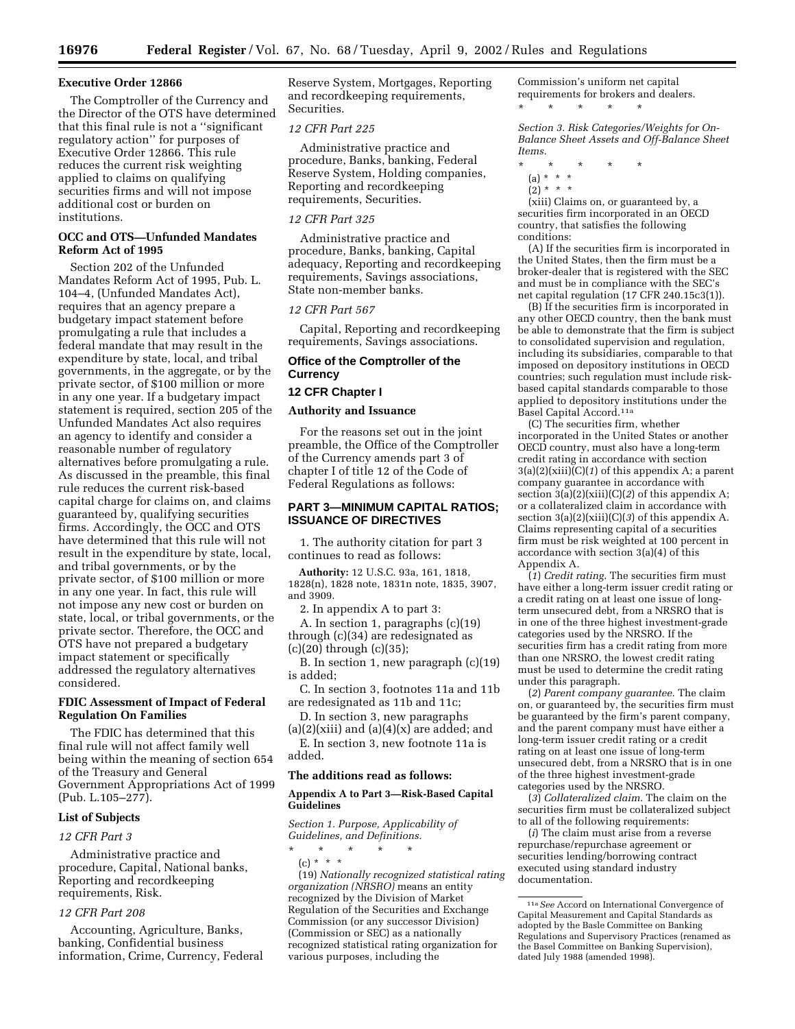### Executive Order 12866

The Comptroller of the Currency and the Director of the OTS have determined that this final rule is not a ''significant regulatory action'' for purposes of Executive Order 12866. This rule reduces the current risk weighting applied to claims on qualifying securities firms and will not impose additional cost or burden on institutions.

### OCC and OTS—Unfunded Mandates Reform Act of 1995

Section 202 of the Unfunded Mandates Reform Act of 1995, Pub. L. 104–4, (Unfunded Mandates Act), requires that an agency prepare a budgetary impact statement before promulgating a rule that includes a federal mandate that may result in the expenditure by state, local, and tribal governments, in the aggregate, or by the private sector, of $100 million or more in any one year. If a budgetary impact statement is required, section 205 of the Unfunded Mandates Act also requires an agency to identify and consider a reasonable number of regulatory alternatives before promulgating a rule. As discussed in the preamble, this final rule reduces the current risk-based capital charge for claims on, and claims guaranteed by, qualifying securities firms. Accordingly, the OCC and OTS have determined that this rule will not result in the expenditure by state, local, and tribal governments, or by the private sector, of $100 million or more in any one year. In fact, this rule will not impose any new cost or burden on state, local, or tribal governments, or the private sector. Therefore, the OCC and OTS have not prepared a budgetary impact statement or specifically addressed the regulatory alternatives considered.

### FDIC Assessment of Impact of Federal Regulation On Families

The FDIC has determined that this final rule will not affect family well being within the meaning of section 654 of the Treasury and General Government Appropriations Act of 1999 (Pub. L.105–277).

### List of Subjects

*12 CFR Part 3*

Administrative practice and procedure, Capital, National banks, Reporting and recordkeeping requirements, Risk.

*12 CFR Part 208*

Accounting, Agriculture, Banks, banking, Confidential business information, Crime, Currency, Federal Reserve System, Mortgages, Reporting and recordkeeping requirements, Securities.

*12 CFR Part 225*

Administrative practice and procedure, Banks, banking, Federal Reserve System, Holding companies, Reporting and recordkeeping requirements, Securities.

*12 CFR Part 325*

Administrative practice and procedure, Banks, banking, Capital adequacy, Reporting and recordkeeping requirements, Savings associations, State non-member banks.

*12 CFR Part 567*

Capital, Reporting and recordkeeping requirements, Savings associations.

## Office of the Comptroller of the Currency

## 12 CFR Chapter I

### Authority and Issuance

For the reasons set out in the joint preamble, the Office of the Comptroller of the Currency amends part 3 of chapter I of title 12 of the Code of Federal Regulations as follows:

## PART 3—MINIMUM CAPITAL RATIOS; ISSUANCE OF DIRECTIVES

1. The authority citation for part 3 continues to read as follows:

**Authority:** 12 U.S.C. 93a, 161, 1818, 1828(n), 1828 note, 1831n note, 1835, 3907, and 3909.

2. In appendix A to part 3:

A. In section 1, paragraphs (c)(19) through (c)(34) are redesignated as (c)(20) through (c)(35);

B. In section 1, new paragraph (c)(19) is added;

C. In section 3, footnotes 11a and 11b are redesignated as 11b and 11c;

D. In section 3, new paragraphs (a)(2)(xiii) and (a)(4)(x) are added; and

E. In section 3, new footnote 11a is added.

### The additions read as follows:

#### Appendix A to Part 3—Risk-Based Capital Guidelines

*Section 1. Purpose, Applicability of Guidelines, and Definitions.*

\* \* \* \* \*

(c) \* \* \*

(19) *Nationally recognized statistical rating organization (NRSRO)* means an entity recognized by the Division of Market Regulation of the Securities and Exchange Commission (or any successor Division) (Commission or SEC) as a nationally recognized statistical rating organization for various purposes, including the Commission's uniform net capital requirements for brokers and dealers.

\* \* \* \* \*

*Section 3. Risk Categories/Weights for On-Balance Sheet Assets and Off-Balance Sheet Items.*

\* \* \* \* \*

(a) \* \* \*

(2) \* \* \*

(xiii) Claims on, or guaranteed by, a securities firm incorporated in an OECD country, that satisfies the following conditions:

(A) If the securities firm is incorporated in the United States, then the firm must be a broker-dealer that is registered with the SEC and must be in compliance with the SEC's net capital regulation (17 CFR 240.15c3(1)).

(B) If the securities firm is incorporated in any other OECD country, then the bank must be able to demonstrate that the firm is subject to consolidated supervision and regulation, including its subsidiaries, comparable to that imposed on depository institutions in OECD countries; such regulation must include risk-based capital standards comparable to those applied to depository institutions under the Basel Capital Accord.[11a]

(C) The securities firm, whether incorporated in the United States or another OECD country, must also have a long-term credit rating in accordance with section 3(a)(2)(xiii)(C)(*1*) of this appendix A; a parent company guarantee in accordance with section 3(a)(2)(xiii)(C)(*2*) of this appendix A; or a collateralized claim in accordance with section 3(a)(2)(xiii)(C)(*3*) of this appendix A. Claims representing capital of a securities firm must be risk weighted at 100 percent in accordance with section 3(a)(4) of this Appendix A.

(*1*) *Credit rating.* The securities firm must have either a long-term issuer credit rating or a credit rating on at least one issue of long-term unsecured debt, from a NRSRO that is in one of the three highest investment-grade categories used by the NRSRO. If the securities firm has a credit rating from more than one NRSRO, the lowest credit rating must be used to determine the credit rating under this paragraph.

(*2*) *Parent company guarantee.* The claim on, or guaranteed by, the securities firm must be guaranteed by the firm's parent company, and the parent company must have either a long-term issuer credit rating or a credit rating on at least one issue of long-term unsecured debt, from a NRSRO that is in one of the three highest investment-grade categories used by the NRSRO.

(*3*) *Collateralized claim.* The claim on the securities firm must be collateralized subject to all of the following requirements:

(*i*) The claim must arise from a reverse repurchase/repurchase agreement or securities lending/borrowing contract executed using standard industry documentation.

[11a] *See* Accord on International Convergence of Capital Measurement and Capital Standards as adopted by the Basle Committee on Banking Regulations and Supervisory Practices (renamed as the Basel Committee on Banking Supervision), dated July 1988 (amended 1998).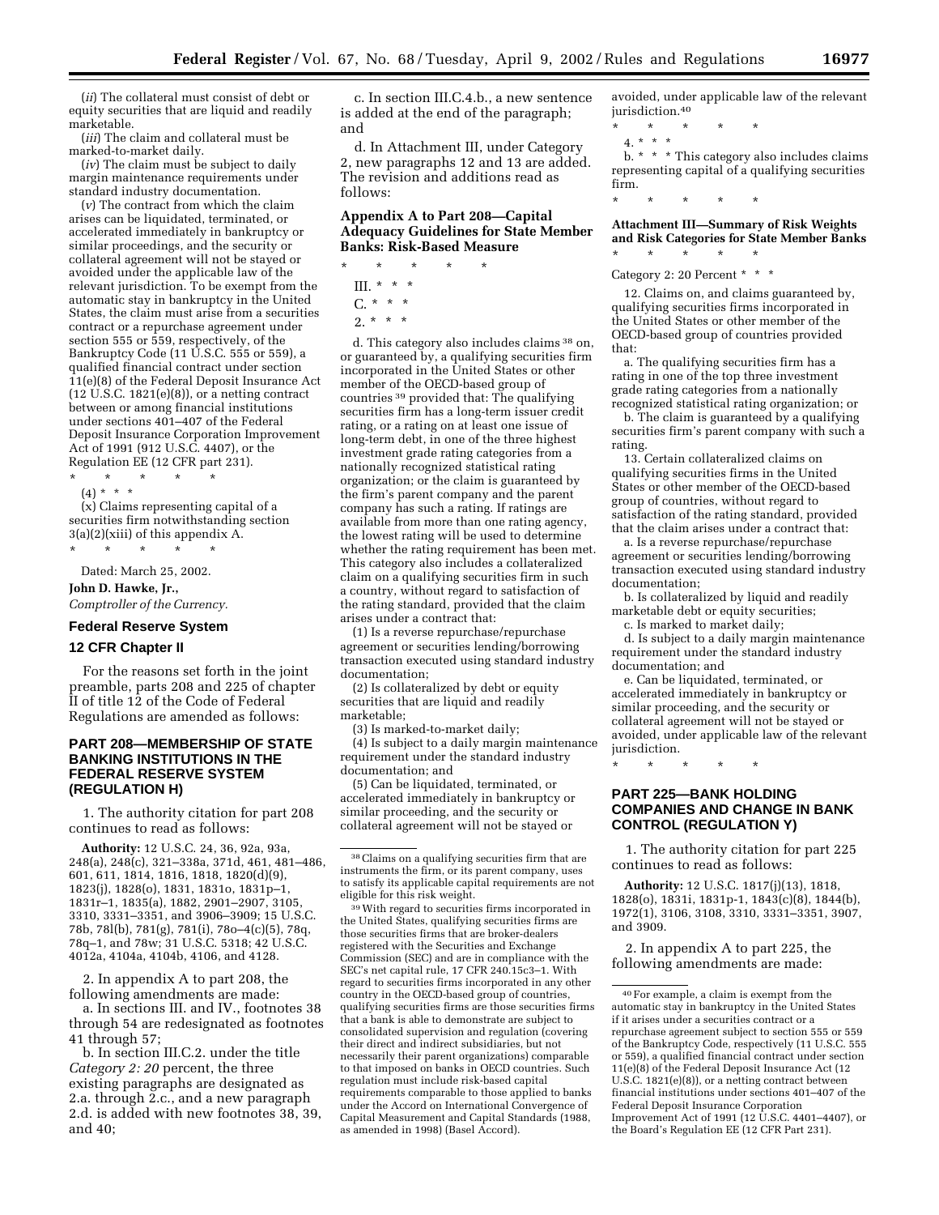(*ii*) The collateral must consist of debt or equity securities that are liquid and readily marketable.

(*iii*) The claim and collateral must be marked-to-market daily.

(*iv*) The claim must be subject to daily margin maintenance requirements under standard industry documentation.

(*v*) The contract from which the claim arises can be liquidated, terminated, or accelerated immediately in bankruptcy or similar proceedings, and the security or collateral agreement will not be stayed or avoided under the applicable law of the relevant jurisdiction. To be exempt from the automatic stay in bankruptcy in the United States, the claim must arise from a securities contract or a repurchase agreement under section 555 or 559, respectively, of the Bankruptcy Code (11 U.S.C. 555 or 559), a qualified financial contract under section 11(e)(8) of the Federal Deposit Insurance Act (12 U.S.C. 1821(e)(8)), or a netting contract between or among financial institutions under sections 401–407 of the Federal Deposit Insurance Corporation Improvement Act of 1991 (912 U.S.C. 4407), or the Regulation EE (12 CFR part 231).

\* \* \* \* \*

(4) \* \* \*

(x) Claims representing capital of a securities firm notwithstanding section 3(a)(2)(xiii) of this appendix A.

\* \* \* \* \*

Dated: March 25, 2002.

**John D. Hawke, Jr.,**

*Comptroller of the Currency.*

## Federal Reserve System

## 12 CFR Chapter II

For the reasons set forth in the joint preamble, parts 208 and 225 of chapter II of title 12 of the Code of Federal Regulations are amended as follows:

## PART 208—MEMBERSHIP OF STATE BANKING INSTITUTIONS IN THE FEDERAL RESERVE SYSTEM (REGULATION H)

1. The authority citation for part 208 continues to read as follows:

**Authority:** 12 U.S.C. 24, 36, 92a, 93a, 248(a), 248(c), 321–338a, 371d, 461, 481–486, 601, 611, 1814, 1816, 1818, 1820(d)(9), 1823(j), 1828(o), 1831, 1831o, 1831p–1, 1831r–1, 1835(a), 1882, 2901–2907, 3105, 3310, 3331–3351, and 3906–3909; 15 U.S.C. 78b, 78l(b), 781(g), 781(i), 78o–4(c)(5), 78q, 78q–1, and 78w; 31 U.S.C. 5318; 42 U.S.C. 4012a, 4104a, 4104b, 4106, and 4128.

2. In appendix A to part 208, the following amendments are made:

a. In sections III. and IV., footnotes 38 through 54 are redesignated as footnotes 41 through 57;

b. In section III.C.2. under the title *Category 2: 20* percent, the three existing paragraphs are designated as 2.a. through 2.c., and a new paragraph 2.d. is added with new footnotes 38, 39, and 40;

c. In section III.C.4.b., a new sentence is added at the end of the paragraph; and

d. In Attachment III, under Category 2, new paragraphs 12 and 13 are added. The revision and additions read as follows:

### Appendix A to Part 208—Capital Adequacy Guidelines for State Member Banks: Risk-Based Measure

\* \* \* \* \*

III. \* \* \*

C. \* \* \*

2. \* \* \*

d. This category also includes claims [38] on, or guaranteed by, a qualifying securities firm incorporated in the United States or other member of the OECD-based group of countries [39] provided that: The qualifying securities firm has a long-term issuer credit rating, or a rating on at least one issue of long-term debt, in one of the three highest investment grade rating categories from a nationally recognized statistical rating organization; or the claim is guaranteed by the firm's parent company and the parent company has such a rating. If ratings are available from more than one rating agency, the lowest rating will be used to determine whether the rating requirement has been met. This category also includes a collateralized claim on a qualifying securities firm in such a country, without regard to satisfaction of the rating standard, provided that the claim arises under a contract that:

(1) Is a reverse repurchase/repurchase agreement or securities lending/borrowing transaction executed using standard industry documentation;

(2) Is collateralized by debt or equity securities that are liquid and readily marketable;

(3) Is marked-to-market daily;

(4) Is subject to a daily margin maintenance requirement under the standard industry documentation; and

(5) Can be liquidated, terminated, or accelerated immediately in bankruptcy or similar proceeding, and the security or collateral agreement will not be stayed or avoided, under applicable law of the relevant jurisdiction.[40]

\* \* \* \* \*

4. \* \* \*

b. \* \* \* This category also includes claims representing capital of a qualifying securities firm.

\* \* \* \* \*

### Attachment III—Summary of Risk Weights and Risk Categories for State Member Banks

\* \* \* \* \*

Category 2: 20 Percent \* \* \*

12. Claims on, and claims guaranteed by, qualifying securities firms incorporated in the United States or other member of the OECD-based group of countries provided that:

a. The qualifying securities firm has a rating in one of the top three investment grade rating categories from a nationally recognized statistical rating organization; or

b. The claim is guaranteed by a qualifying securities firm's parent company with such a rating.

13. Certain collateralized claims on qualifying securities firms in the United States or other member of the OECD-based group of countries, without regard to satisfaction of the rating standard, provided that the claim arises under a contract that:

a. Is a reverse repurchase/repurchase agreement or securities lending/borrowing transaction executed using standard industry documentation;

b. Is collateralized by liquid and readily marketable debt or equity securities;

c. Is marked to market daily;

d. Is subject to a daily margin maintenance requirement under the standard industry documentation; and

e. Can be liquidated, terminated, or accelerated immediately in bankruptcy or similar proceeding, and the security or collateral agreement will not be stayed or avoided, under applicable law of the relevant jurisdiction.

\* \* \* \* \*

## PART 225—BANK HOLDING COMPANIES AND CHANGE IN BANK CONTROL (REGULATION Y)

1. The authority citation for part 225 continues to read as follows:

**Authority:** 12 U.S.C. 1817(j)(13), 1818, 1828(o), 1831i, 1831p-1, 1843(c)(8), 1844(b), 1972(1), 3106, 3108, 3310, 3331–3351, 3907, and 3909.

2. In appendix A to part 225, the following amendments are made:

---

[38] Claims on a qualifying securities firm that are instruments the firm, or its parent company, uses to satisfy its applicable capital requirements are not eligible for this risk weight.

[39] With regard to securities firms incorporated in the United States, qualifying securities firms are those securities firms that are broker-dealers registered with the Securities and Exchange Commission (SEC) and are in compliance with the SEC's net capital rule, 17 CFR 240.15c3–1. With regard to securities firms incorporated in any other country in the OECD-based group of countries, qualifying securities firms are those securities firms that a bank is able to demonstrate are subject to consolidated supervision and regulation (covering their direct and indirect subsidiaries, but not necessarily their parent organizations) comparable to that imposed on banks in OECD countries. Such regulation must include risk-based capital requirements comparable to those applied to banks under the Accord on International Convergence of Capital Measurement and Capital Standards (1988, as amended in 1998) (Basel Accord).

[40] For example, a claim is exempt from the automatic stay in bankruptcy in the United States if it arises under a securities contract or a repurchase agreement subject to section 555 or 559 of the Bankruptcy Code, respectively (11 U.S.C. 555 or 559), a qualified financial contract under section 11(e)(8) of the Federal Deposit Insurance Act (12 U.S.C. 1821(e)(8)), or a netting contract between financial institutions under sections 401–407 of the Federal Deposit Insurance Corporation Improvement Act of 1991 (12 U.S.C. 4401–4407), or the Board's Regulation EE (12 CFR Part 231).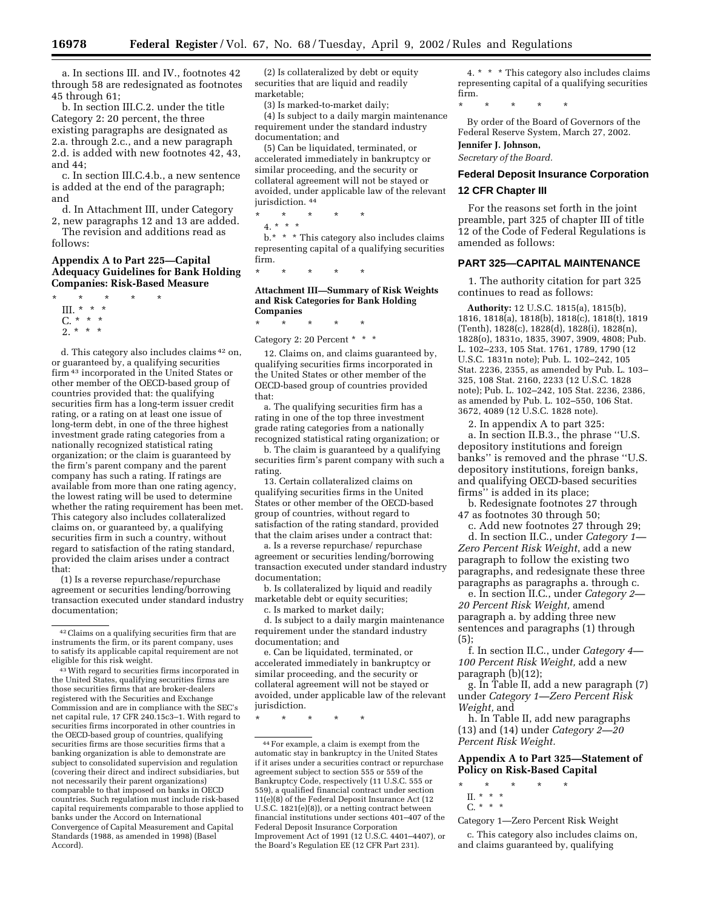a. In sections III. and IV., footnotes 42 through 58 are redesignated as footnotes 45 through 61;

b. In section III.C.2. under the title Category 2: 20 percent, the three existing paragraphs are designated as 2.a. through 2.c., and a new paragraph 2.d. is added with new footnotes 42, 43, and 44;

c. In section III.C.4.b., a new sentence is added at the end of the paragraph; and

d. In Attachment III, under Category 2, new paragraphs 12 and 13 are added.

The revision and additions read as follows:

### Appendix A to Part 225—Capital Adequacy Guidelines for Bank Holding Companies: Risk-Based Measure

\* \* \* \* \*

III. \* \* \*

C. \* \* \*

2. \* \* \*

d. This category also includes claims [42] on, or guaranteed by, a qualifying securities firm [43] incorporated in the United States or other member of the OECD-based group of countries provided that: the qualifying securities firm has a long-term issuer credit rating, or a rating on at least one issue of long-term debt, in one of the three highest investment grade rating categories from a nationally recognized statistical rating organization; or the claim is guaranteed by the firm's parent company and the parent company has such a rating. If ratings are available from more than one rating agency, the lowest rating will be used to determine whether the rating requirement has been met. This category also includes collateralized claims on, or guaranteed by, a qualifying securities firm in such a country, without regard to satisfaction of the rating standard, provided the claim arises under a contract that:

(1) Is a reverse repurchase/repurchase agreement or securities lending/borrowing transaction executed under standard industry documentation;

(2) Is collateralized by debt or equity securities that are liquid and readily marketable;

(3) Is marked-to-market daily;

(4) Is subject to a daily margin maintenance requirement under the standard industry documentation; and

(5) Can be liquidated, terminated, or accelerated immediately in bankruptcy or similar proceeding, and the security or collateral agreement will not be stayed or avoided, under applicable law of the relevant jurisdiction. [44]

\* \* \* \* \*

4. \* \* \*

b.\* \* \* This category also includes claims representing capital of a qualifying securities firm.

\* \* \* \* \*

### Attachment III—Summary of Risk Weights and Risk Categories for Bank Holding Companies

\* \* \* \* \*

Category 2: 20 Percent \* \* \*

12. Claims on, and claims guaranteed by, qualifying securities firms incorporated in the United States or other member of the OECD-based group of countries provided that:

a. The qualifying securities firm has a rating in one of the top three investment grade rating categories from a nationally recognized statistical rating organization; or

b. The claim is guaranteed by a qualifying securities firm's parent company with such a rating.

13. Certain collateralized claims on qualifying securities firms in the United States or other member of the OECD-based group of countries, without regard to satisfaction of the rating standard, provided that the claim arises under a contract that:

a. Is a reverse repurchase/ repurchase agreement or securities lending/borrowing transaction executed under standard industry documentation;

b. Is collateralized by liquid and readily marketable debt or equity securities;

c. Is marked to market daily;

d. Is subject to a daily margin maintenance requirement under the standard industry documentation; and

e. Can be liquidated, terminated, or accelerated immediately in bankruptcy or similar proceeding, and the security or collateral agreement will not be stayed or avoided, under applicable law of the relevant jurisdiction.

\* \* \* \* \*

4. \* \* \* This category also includes claims representing capital of a qualifying securities firm.

\* \* \* \* \*

By order of the Board of Governors of the Federal Reserve System, March 27, 2002.

**Jennifer J. Johnson,**

*Secretary of the Board.*

## Federal Deposit Insurance Corporation

## 12 CFR Chapter III

For the reasons set forth in the joint preamble, part 325 of chapter III of title 12 of the Code of Federal Regulations is amended as follows:

## PART 325—CAPITAL MAINTENANCE

1. The authority citation for part 325 continues to read as follows:

**Authority:** 12 U.S.C. 1815(a), 1815(b), 1816, 1818(a), 1818(b), 1818(c), 1818(t), 1819 (Tenth), 1828(c), 1828(d), 1828(i), 1828(n), 1828(o), 1831o, 1835, 3907, 3909, 4808; Pub. L. 102–233, 105 Stat. 1761, 1789, 1790 (12 U.S.C. 1831n note); Pub. L. 102–242, 105 Stat. 2236, 2355, as amended by Pub. L. 103–325, 108 Stat. 2160, 2233 (12 U.S.C. 1828 note); Pub. L. 102–242, 105 Stat. 2236, 2386, as amended by Pub. L. 102–550, 106 Stat. 3672, 4089 (12 U.S.C. 1828 note).

2. In appendix A to part 325:

a. In section II.B.3., the phrase "U.S. depository institutions and foreign banks" is removed and the phrase "U.S. depository institutions, foreign banks, and qualifying OECD-based securities firms" is added in its place;

b. Redesignate footnotes 27 through 47 as footnotes 30 through 50;

c. Add new footnotes 27 through 29;

d. In section II.C., under *Category 1—Zero Percent Risk Weight*, add a new paragraph to follow the existing two paragraphs, and redesignate these three paragraphs as paragraphs a. through c.

e. In section II.C., under *Category 2—20 Percent Risk Weight,* amend paragraph a. by adding three new sentences and paragraphs (1) through (5);

f. In section II.C., under *Category 4—100 Percent Risk Weight,* add a new paragraph (b)(12);

g. In Table II, add a new paragraph (7) under *Category 1—Zero Percent Risk Weight,* and

h. In Table II, add new paragraphs (13) and (14) under *Category 2—20 Percent Risk Weight*.

### Appendix A to Part 325—Statement of Policy on Risk-Based Capital

\* \* \* \* \*

II. \* \* \*

C. \* \* \*

Category 1—Zero Percent Risk Weight

c. This category also includes claims on, and claims guaranteed by, qualifying

---

[42] Claims on a qualifying securities firm that are instruments the firm, or its parent company, uses to satisfy its applicable capital requirement are not eligible for this risk weight.

[43] With regard to securities firms incorporated in the United States, qualifying securities firms are those securities firms that are broker-dealers registered with the Securities and Exchange Commission and are in compliance with the SEC's net capital rule, 17 CFR 240.15c3–1. With regard to securities firms incorporated in other countries in the OECD-based group of countries, qualifying securities firms are those securities firms that a banking organization is able to demonstrate are subject to consolidated supervision and regulation (covering their direct and indirect subsidiaries, but not necessarily their parent organizations) comparable to that imposed on banks in OECD countries. Such regulation must include risk-based capital requirements comparable to those applied to banks under the Accord on International Convergence of Capital Measurement and Capital Standards (1988, as amended in 1998) (Basel Accord).

[44] For example, a claim is exempt from the automatic stay in bankruptcy in the United States if it arises under a securities contract or repurchase agreement subject to section 555 or 559 of the Bankruptcy Code, respectively (11 U.S.C. 555 or 559), a qualified financial contract under section 11(e)(8) of the Federal Deposit Insurance Act (12 U.S.C. 1821(e)(8)) or a netting contract between financial institutions under sections 401–407 of the Federal Deposit Insurance Corporation Improvement Act of 1991 (12 U.S.C. 4401–4407), or the Board's Regulation EE (12 CFR Part 231).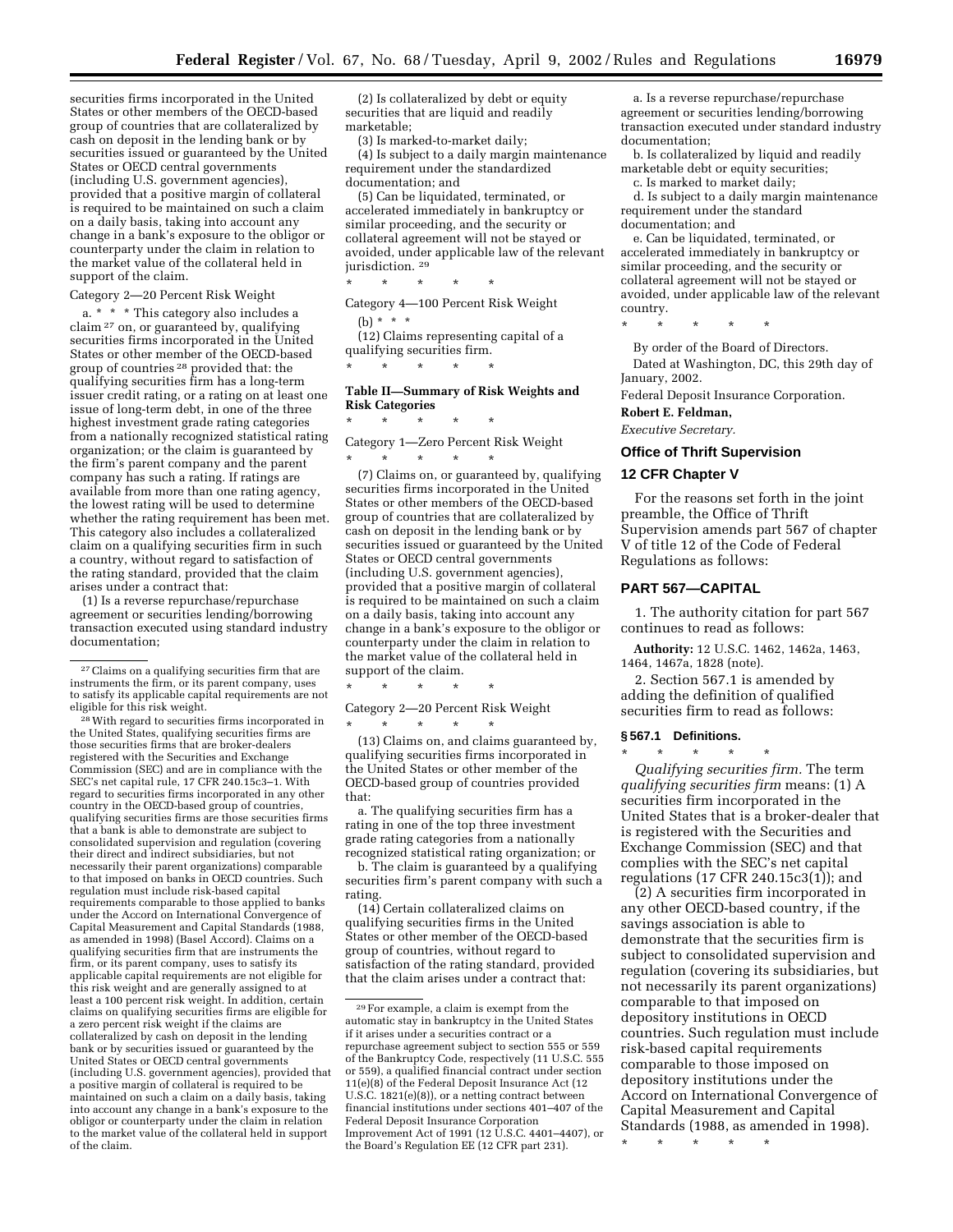securities firms incorporated in the United States or other members of the OECD-based group of countries that are collateralized by cash on deposit in the lending bank or by securities issued or guaranteed by the United States or OECD central governments (including U.S. government agencies), provided that a positive margin of collateral is required to be maintained on such a claim on a daily basis, taking into account any change in a bank's exposure to the obligor or counterparty under the claim in relation to the market value of the collateral held in support of the claim.

Category 2—20 Percent Risk Weight

a. * * * This category also includes a claim [27] on, or guaranteed by, qualifying securities firms incorporated in the United States or other member of the OECD-based group of countries [28] provided that: the qualifying securities firm has a long-term issuer credit rating, or a rating on at least one issue of long-term debt, in one of the three highest investment grade rating categories from a nationally recognized statistical rating organization; or the claim is guaranteed by the firm's parent company and the parent company has such a rating. If ratings are available from more than one rating agency, the lowest rating will be used to determine whether the rating requirement has been met. This category also includes a collateralized claim on a qualifying securities firm in such a country, without regard to satisfaction of the rating standard, provided that the claim arises under a contract that:

(1) Is a reverse repurchase/repurchase agreement or securities lending/borrowing transaction executed using standard industry documentation;

(2) Is collateralized by debt or equity securities that are liquid and readily marketable;

(3) Is marked-to-market daily;

(4) Is subject to a daily margin maintenance requirement under the standardized documentation; and

(5) Can be liquidated, terminated, or accelerated immediately in bankruptcy or similar proceeding, and the security or collateral agreement will not be stayed or avoided, under applicable law of the relevant jurisdiction. [29]

* * * * *

Category 4—100 Percent Risk Weight

(b) * * *

(12) Claims representing capital of a qualifying securities firm.

* * * * *

**Table II—Summary of Risk Weights and Risk Categories**

* * * * *

Category 1—Zero Percent Risk Weight

* * * * *

(7) Claims on, or guaranteed by, qualifying securities firms incorporated in the United States or other members of the OECD-based group of countries that are collateralized by cash on deposit in the lending bank or by securities issued or guaranteed by the United States or OECD central governments (including U.S. government agencies), provided that a positive margin of collateral is required to be maintained on such a claim on a daily basis, taking into account any change in a bank's exposure to the obligor or counterparty under the claim in relation to the market value of the collateral held in support of the claim.

* * * * *

Category 2—20 Percent Risk Weight

* * * * *

(13) Claims on, and claims guaranteed by, qualifying securities firms incorporated in the United States or other member of the OECD-based group of countries provided that:

a. The qualifying securities firm has a rating in one of the top three investment grade rating categories from a nationally recognized statistical rating organization; or

b. The claim is guaranteed by a qualifying securities firm's parent company with such a rating.

(14) Certain collateralized claims on qualifying securities firms in the United States or other member of the OECD-based group of countries, without regard to satisfaction of the rating standard, provided that the claim arises under a contract that:

a. Is a reverse repurchase/repurchase agreement or securities lending/borrowing transaction executed under standard industry documentation;

b. Is collateralized by liquid and readily marketable debt or equity securities;

c. Is marked to market daily;

d. Is subject to a daily margin maintenance requirement under the standard documentation; and

e. Can be liquidated, terminated, or accelerated immediately in bankruptcy or similar proceeding, and the security or collateral agreement will not be stayed or avoided, under applicable law of the relevant country.

* * * * *

By order of the Board of Directors.

Dated at Washington, DC, this 29th day of January, 2002.

Federal Deposit Insurance Corporation.

**Robert E. Feldman,**

*Executive Secretary.*

## Office of Thrift Supervision

## 12 CFR Chapter V

For the reasons set forth in the joint preamble, the Office of Thrift Supervision amends part 567 of chapter V of title 12 of the Code of Federal Regulations as follows:

## PART 567—CAPITAL

1. The authority citation for part 567 continues to read as follows:

**Authority:** 12 U.S.C. 1462, 1462a, 1463, 1464, 1467a, 1828 (note).

2. Section 567.1 is amended by adding the definition of qualified securities firm to read as follows:

### § 567.1 Definitions.

* * * * *

*Qualifying securities firm.* The term *qualifying securities firm* means: (1) A securities firm incorporated in the United States that is a broker-dealer that is registered with the Securities and Exchange Commission (SEC) and that complies with the SEC's net capital regulations (17 CFR 240.15c3(1)); and

(2) A securities firm incorporated in any other OECD-based country, if the savings association is able to demonstrate that the securities firm is subject to consolidated supervision and regulation (covering its subsidiaries, but not necessarily its parent organizations) comparable to that imposed on depository institutions in OECD countries. Such regulation must include risk-based capital requirements comparable to those imposed on depository institutions under the Accord on International Convergence of Capital Measurement and Capital Standards (1988, as amended in 1998).

* * * * *

---

[27] Claims on a qualifying securities firm that are instruments the firm, or its parent company, uses to satisfy its applicable capital requirements are not eligible for this risk weight.

[28] With regard to securities firms incorporated in the United States, qualifying securities firms are those securities firms that are broker-dealers registered with the Securities and Exchange Commission (SEC) and are in compliance with the SEC's net capital rule, 17 CFR 240.15c3–1. With regard to securities firms incorporated in any other country in the OECD-based group of countries, qualifying securities firms are those securities firms that a bank is able to demonstrate are subject to consolidated supervision and regulation (covering their direct and indirect subsidiaries, but not necessarily their parent organizations) comparable to that imposed on banks in OECD countries. Such regulation must include risk-based capital requirements comparable to those applied to banks under the Accord on International Convergence of Capital Measurement and Capital Standards (1988, as amended in 1998) (Basel Accord). Claims on a qualifying securities firm that are instruments the firm, or its parent company, uses to satisfy its applicable capital requirements are not eligible for this risk weight and are generally assigned to at least a 100 percent risk weight. In addition, certain claims on qualifying securities firms are eligible for a zero percent risk weight if the claims are collateralized by cash on deposit in the lending bank or by securities issued or guaranteed by the United States or OECD central governments (including U.S. government agencies), provided that a positive margin of collateral is required to be maintained on such a claim on a daily basis, taking into account any change in a bank's exposure to the obligor or counterparty under the claim in relation to the market value of the collateral held in support of the claim.

[29] For example, a claim is exempt from the automatic stay in bankruptcy in the United States if it arises under a securities contract or a repurchase agreement subject to section 555 or 559 of the Bankruptcy Code, respectively (11 U.S.C. 555 or 559), a qualified financial contract under section 11(e)(8) of the Federal Deposit Insurance Act (12 U.S.C. 1821(e)(8)), or a netting contract between financial institutions under sections 401–407 of the Federal Deposit Insurance Corporation Improvement Act of 1991 (12 U.S.C. 4401–4407), or the Board's Regulation EE (12 CFR part 231).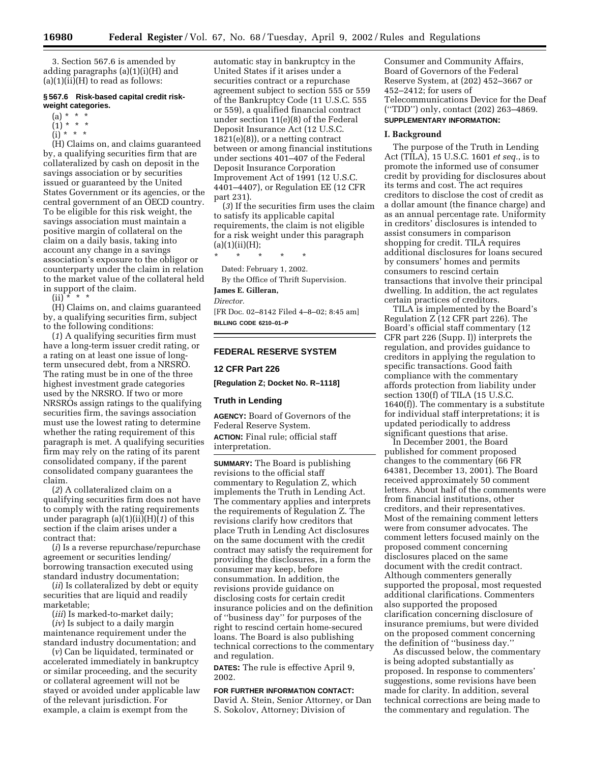3. Section 567.6 is amended by adding paragraphs (a)(1)(i)(H) and (a)(1)(ii)(H) to read as follows:

**§ 567.6 Risk-based capital credit risk-weight categories.**

(a) * * *

(1) * * *

(i) * * *

(H) Claims on, and claims guaranteed by, a qualifying securities firm that are collateralized by cash on deposit in the savings association or by securities issued or guaranteed by the United States Government or its agencies, or the central government of an OECD country. To be eligible for this risk weight, the savings association must maintain a positive margin of collateral on the claim on a daily basis, taking into account any change in a savings association's exposure to the obligor or counterparty under the claim in relation to the market value of the collateral held in support of the claim.

(ii) * * *

(H) Claims on, and claims guaranteed by, a qualifying securities firm, subject to the following conditions:

(*1*) A qualifying securities firm must have a long-term issuer credit rating, or a rating on at least one issue of long-term unsecured debt, from a NRSRO. The rating must be in one of the three highest investment grade categories used by the NRSRO. If two or more NRSROs assign ratings to the qualifying securities firm, the savings association must use the lowest rating to determine whether the rating requirement of this paragraph is met. A qualifying securities firm may rely on the rating of its parent consolidated company, if the parent consolidated company guarantees the claim.

(*2*) A collateralized claim on a qualifying securities firm does not have to comply with the rating requirements under paragraph (a)(1)(ii)(H)(*1*) of this section if the claim arises under a contract that:

(*i*) Is a reverse repurchase/repurchase agreement or securities lending/borrowing transaction executed using standard industry documentation;

(*ii*) Is collateralized by debt or equity securities that are liquid and readily marketable;

(*iii*) Is marked-to-market daily;

(*iv*) Is subject to a daily margin maintenance requirement under the standard industry documentation; and

(*v*) Can be liquidated, terminated or accelerated immediately in bankruptcy or similar proceeding, and the security or collateral agreement will not be stayed or avoided under applicable law of the relevant jurisdiction. For example, a claim is exempt from the automatic stay in bankruptcy in the United States if it arises under a securities contract or a repurchase agreement subject to section 555 or 559 of the Bankruptcy Code (11 U.S.C. 555 or 559), a qualified financial contract under section 11(e)(8) of the Federal Deposit Insurance Act (12 U.S.C. 1821(e)(8)), or a netting contract between or among financial institutions under sections 401–407 of the Federal Deposit Insurance Corporation Improvement Act of 1991 (12 U.S.C. 4401–4407), or Regulation EE (12 CFR part 231).

(*3*) If the securities firm uses the claim to satisfy its applicable capital requirements, the claim is not eligible for a risk weight under this paragraph (a)(1)(ii)(H);

\* \* \* \* \*

Dated: February 1, 2002.

By the Office of Thrift Supervision.

**James E. Gilleran,**

*Director.*

[FR Doc. 02–8142 Filed 4–8–02; 8:45 am]

**BILLING CODE 6210–01–P**

---

## FEDERAL RESERVE SYSTEM

### 12 CFR Part 226

**[Regulation Z; Docket No. R–1118]**

### Truth in Lending

**AGENCY:** Board of Governors of the Federal Reserve System.

**ACTION:** Final rule; official staff interpretation.

**SUMMARY:** The Board is publishing revisions to the official staff commentary to Regulation Z, which implements the Truth in Lending Act. The commentary applies and interprets the requirements of Regulation Z. The revisions clarify how creditors that place Truth in Lending Act disclosures on the same document with the credit contract may satisfy the requirement for providing the disclosures, in a form the consumer may keep, before consummation. In addition, the revisions provide guidance on disclosing costs for certain credit insurance policies and on the definition of "business day" for purposes of the right to rescind certain home-secured loans. The Board is also publishing technical corrections to the commentary and regulation.

**DATES:** The rule is effective April 9, 2002.

**FOR FURTHER INFORMATION CONTACT:** David A. Stein, Senior Attorney, or Dan S. Sokolov, Attorney; Division of Consumer and Community Affairs, Board of Governors of the Federal Reserve System, at (202) 452–3667 or 452–2412; for users of Telecommunications Device for the Deaf ("TDD") only, contact (202) 263–4869.

**SUPPLEMENTARY INFORMATION:**

#### I. Background

The purpose of the Truth in Lending Act (TILA), 15 U.S.C. 1601 *et seq.*, is to promote the informed use of consumer credit by providing for disclosures about its terms and cost. The act requires creditors to disclose the cost of credit as a dollar amount (the finance charge) and as an annual percentage rate. Uniformity in creditors' disclosures is intended to assist consumers in comparison shopping for credit. TILA requires additional disclosures for loans secured by consumers' homes and permits consumers to rescind certain transactions that involve their principal dwelling. In addition, the act regulates certain practices of creditors.

TILA is implemented by the Board's Regulation Z (12 CFR part 226). The Board's official staff commentary (12 CFR part 226 (Supp. I)) interprets the regulation, and provides guidance to creditors in applying the regulation to specific transactions. Good faith compliance with the commentary affords protection from liability under section 130(f) of TILA (15 U.S.C. 1640(f)). The commentary is a substitute for individual staff interpretations; it is updated periodically to address significant questions that arise.

In December 2001, the Board published for comment proposed changes to the commentary (66 FR 64381, December 13, 2001). The Board received approximately 50 comment letters. About half of the comments were from financial institutions, other creditors, and their representatives. Most of the remaining comment letters were from consumer advocates. The comment letters focused mainly on the proposed comment concerning disclosures placed on the same document with the credit contract. Although commenters generally supported the proposal, most requested additional clarifications. Commenters also supported the proposed clarification concerning disclosure of insurance premiums, but were divided on the proposed comment concerning the definition of "business day."

As discussed below, the commentary is being adopted substantially as proposed. In response to commenters' suggestions, some revisions have been made for clarity. In addition, several technical corrections are being made to the commentary and regulation. The